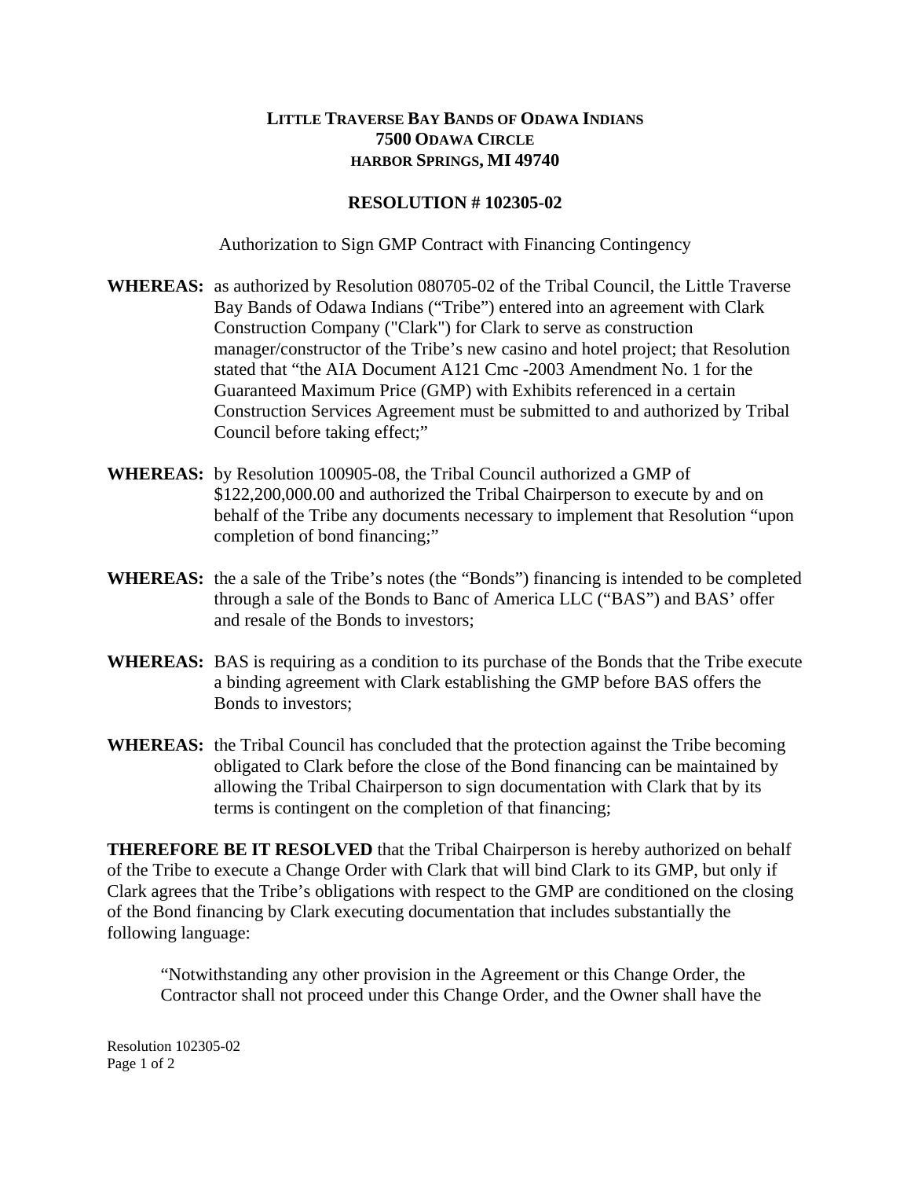**LITTLE TRAVERSE BAY BANDS OF ODAWA INDIANS**
**7500 ODAWA CIRCLE**
**HARBOR SPRINGS, MI 49740**

**RESOLUTION # 102305-02**

Authorization to Sign GMP Contract with Financing Contingency

**WHEREAS:** as authorized by Resolution 080705-02 of the Tribal Council, the Little Traverse Bay Bands of Odawa Indians ("Tribe") entered into an agreement with Clark Construction Company ("Clark") for Clark to serve as construction manager/constructor of the Tribe's new casino and hotel project; that Resolution stated that "the AIA Document A121 Cmc -2003 Amendment No. 1 for the Guaranteed Maximum Price (GMP) with Exhibits referenced in a certain Construction Services Agreement must be submitted to and authorized by Tribal Council before taking effect;"

**WHEREAS:** by Resolution 100905-08, the Tribal Council authorized a GMP of $122,200,000.00 and authorized the Tribal Chairperson to execute by and on behalf of the Tribe any documents necessary to implement that Resolution "upon completion of bond financing;"

**WHEREAS:** the a sale of the Tribe's notes (the "Bonds") financing is intended to be completed through a sale of the Bonds to Banc of America LLC ("BAS") and BAS' offer and resale of the Bonds to investors;

**WHEREAS:** BAS is requiring as a condition to its purchase of the Bonds that the Tribe execute a binding agreement with Clark establishing the GMP before BAS offers the Bonds to investors;

**WHEREAS:** the Tribal Council has concluded that the protection against the Tribe becoming obligated to Clark before the close of the Bond financing can be maintained by allowing the Tribal Chairperson to sign documentation with Clark that by its terms is contingent on the completion of that financing;

**THEREFORE BE IT RESOLVED** that the Tribal Chairperson is hereby authorized on behalf of the Tribe to execute a Change Order with Clark that will bind Clark to its GMP, but only if Clark agrees that the Tribe's obligations with respect to the GMP are conditioned on the closing of the Bond financing by Clark executing documentation that includes substantially the following language:

> "Notwithstanding any other provision in the Agreement or this Change Order, the Contractor shall not proceed under this Change Order, and the Owner shall have the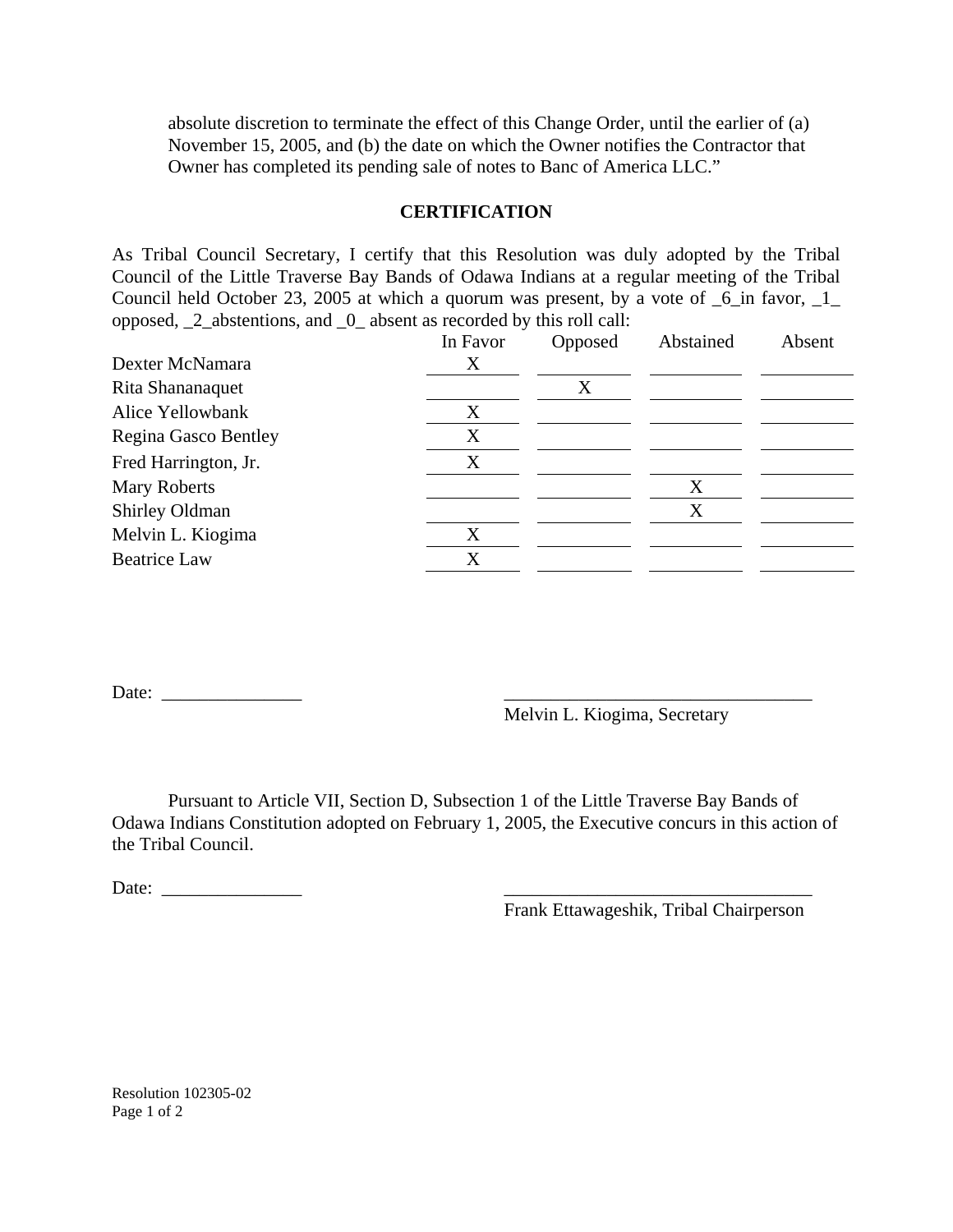absolute discretion to terminate the effect of this Change Order, until the earlier of (a) November 15, 2005, and (b) the date on which the Owner notifies the Contractor that Owner has completed its pending sale of notes to Banc of America LLC."

## CERTIFICATION

As Tribal Council Secretary, I certify that this Resolution was duly adopted by the Tribal Council of the Little Traverse Bay Bands of Odawa Indians at a regular meeting of the Tribal Council held October 23, 2005 at which a quorum was present, by a vote of _6_in favor, _1_ opposed, _2_abstentions, and _0_ absent as recorded by this roll call:

| | In Favor | Opposed | Abstained | Absent |
|---|---|---|---|---|
| Dexter McNamara | X | | | |
| Rita Shananaquet | | X | | |
| Alice Yellowbank | X | | | |
| Regina Gasco Bentley | X | | | |
| Fred Harrington, Jr. | X | | | |
| Mary Roberts | | | X | |
| Shirley Oldman | | | X | |
| Melvin L. Kiogima | X | | | |
| Beatrice Law | X | | | |

Date: _______________ _________________________________

Melvin L. Kiogima, Secretary

Pursuant to Article VII, Section D, Subsection 1 of the Little Traverse Bay Bands of Odawa Indians Constitution adopted on February 1, 2005, the Executive concurs in this action of the Tribal Council.

Date: _______________ _________________________________

Frank Ettawageshik, Tribal Chairperson

Resolution 102305-02